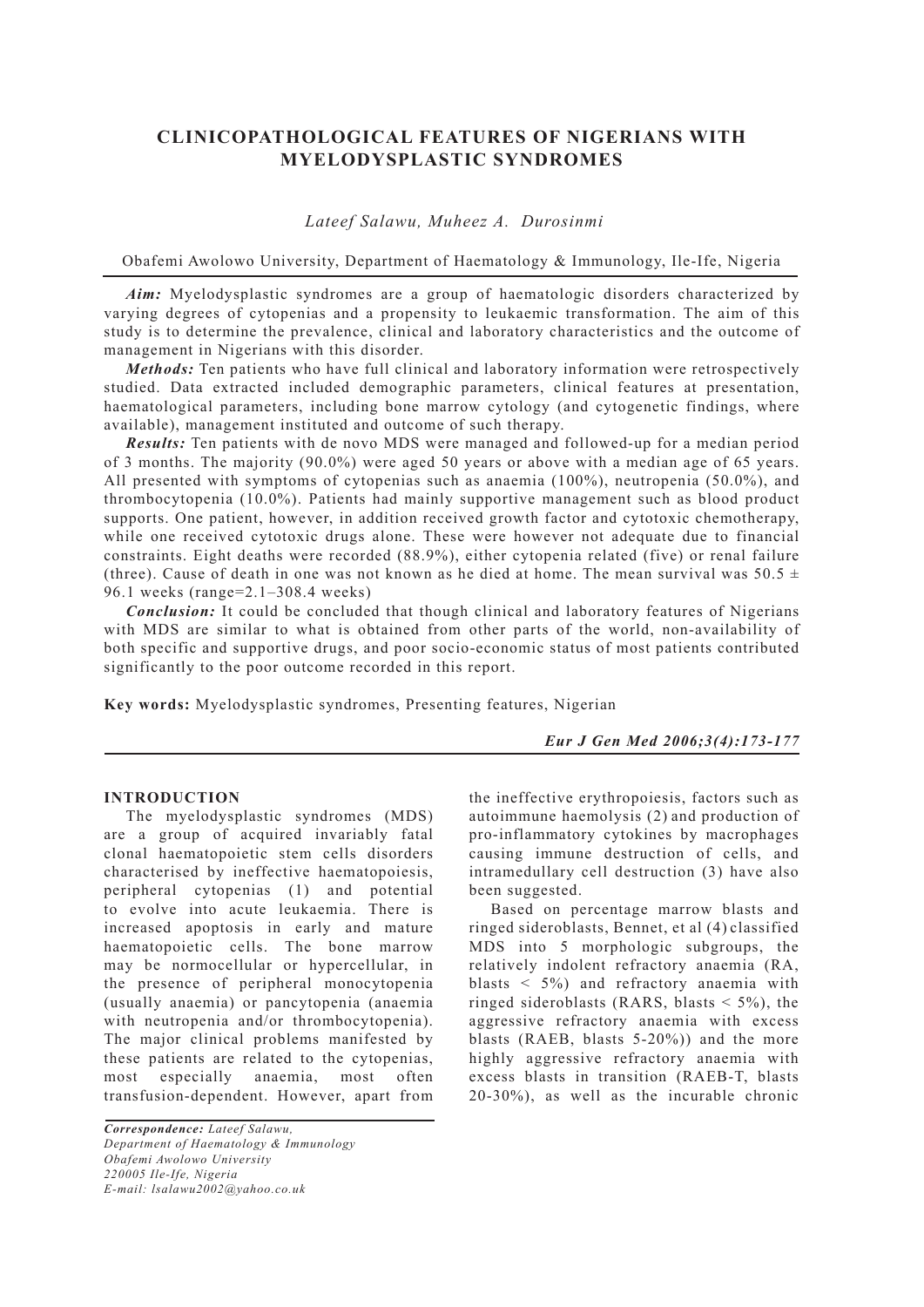# CLINICOPATHOLOGICAL FEATURES OF NIGERIANS WITH MYELODYSPLASTIC SYNDROMES

*Lateef Salawu, Muheez A. Durosinmi*

Obafemi Awolowo University, Department of Haematology & Immunology, Ile-Ife, Nigeria

***Aim:*** Myelodysplastic syndromes are a group of haematologic disorders characterized by varying degrees of cytopenias and a propensity to leukaemic transformation. The aim of this study is to determine the prevalence, clinical and laboratory characteristics and the outcome of management in Nigerians with this disorder.

***Methods:*** Ten patients who have full clinical and laboratory information were retrospectively studied. Data extracted included demographic parameters, clinical features at presentation, haematological parameters, including bone marrow cytology (and cytogenetic findings, where available), management instituted and outcome of such therapy.

***Results:*** Ten patients with de novo MDS were managed and followed-up for a median period of 3 months. The majority (90.0%) were aged 50 years or above with a median age of 65 years. All presented with symptoms of cytopenias such as anaemia (100%), neutropenia (50.0%), and thrombocytopenia (10.0%). Patients had mainly supportive management such as blood product supports. One patient, however, in addition received growth factor and cytotoxic chemotherapy, while one received cytotoxic drugs alone. These were however not adequate due to financial constraints. Eight deaths were recorded (88.9%), either cytopenia related (five) or renal failure (three). Cause of death in one was not known as he died at home. The mean survival was 50.5 ± 96.1 weeks (range=2.1–308.4 weeks)

***Conclusion:*** It could be concluded that though clinical and laboratory features of Nigerians with MDS are similar to what is obtained from other parts of the world, non-availability of both specific and supportive drugs, and poor socio-economic status of most patients contributed significantly to the poor outcome recorded in this report.

**Key words:** Myelodysplastic syndromes, Presenting features, Nigerian

## INTRODUCTION

The myelodysplastic syndromes (MDS) are a group of acquired invariably fatal clonal haematopoietic stem cells disorders characterised by ineffective haematopoiesis, peripheral cytopenias (1) and potential to evolve into acute leukaemia. There is increased apoptosis in early and mature haematopoietic cells. The bone marrow may be normocellular or hypercellular, in the presence of peripheral monocytopenia (usually anaemia) or pancytopenia (anaemia with neutropenia and/or thrombocytopenia). The major clinical problems manifested by these patients are related to the cytopenias, most especially anaemia, most often transfusion-dependent. However, apart from the ineffective erythropoiesis, factors such as autoimmune haemolysis (2) and production of pro-inflammatory cytokines by macrophages causing immune destruction of cells, and intramedullary cell destruction (3) have also been suggested.

Based on percentage marrow blasts and ringed sideroblasts, Bennet, et al (4) classified MDS into 5 morphologic subgroups, the relatively indolent refractory anaemia (RA, blasts < 5%) and refractory anaemia with ringed sideroblasts (RARS, blasts < 5%), the aggressive refractory anaemia with excess blasts (RAEB, blasts 5-20%)) and the more highly aggressive refractory anaemia with excess blasts in transition (RAEB-T, blasts 20-30%), as well as the incurable chronic

*Correspondence: Lateef Salawu,*
*Department of Haematology & Immunology*
*Obafemi Awolowo University*
*220005 Ile-Ife, Nigeria*
*E-mail: lsalawu2002@yahoo.co.uk*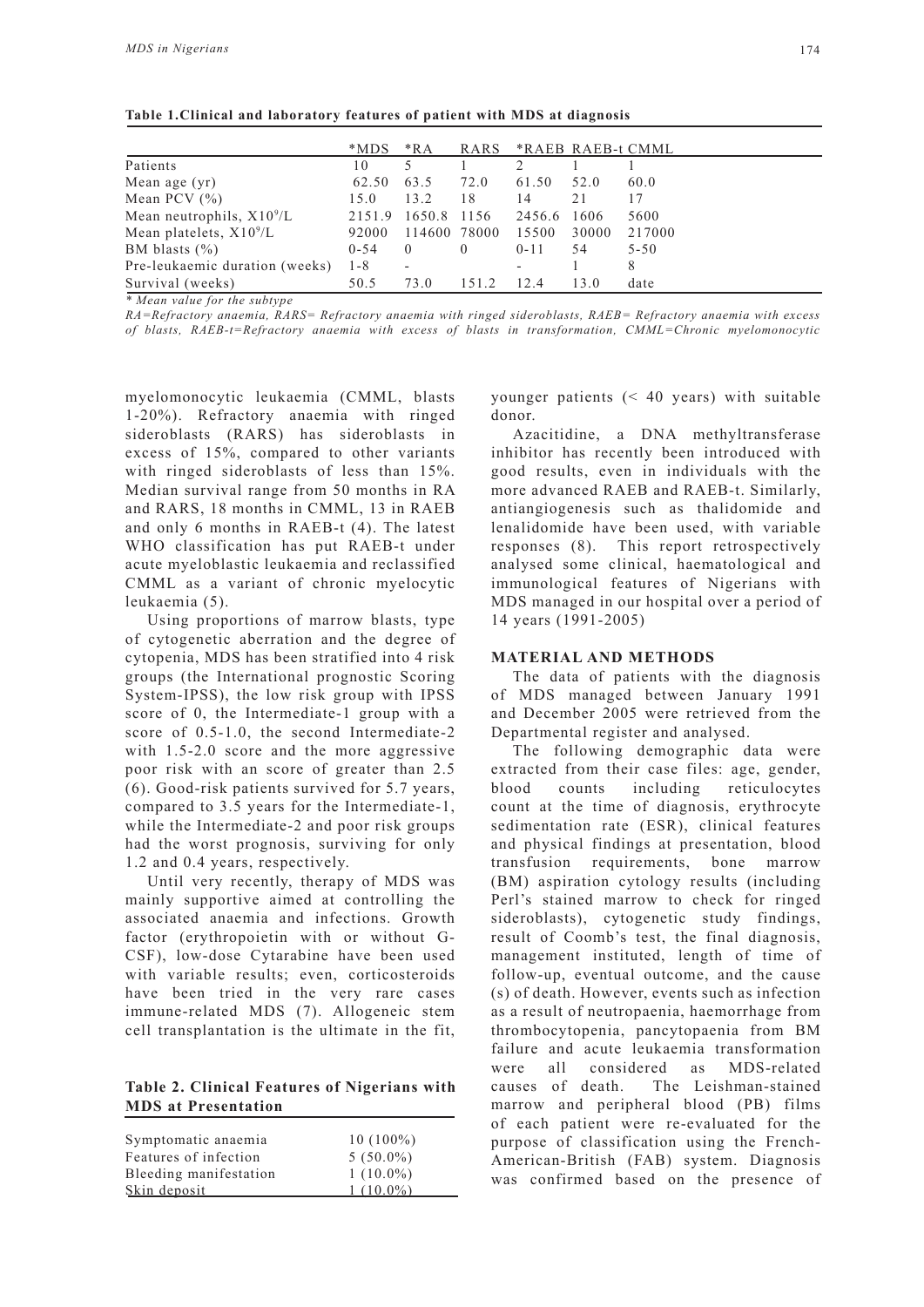**Table 1.Clinical and laboratory features of patient with MDS at diagnosis**

| | *MDS | *RA | RARS | *RAEB | RAEB-t | CMML |
|---|---|---|---|---|---|---|
| Patients | 10 | 5 | 1 | 2 | 1 | 1 |
| Mean age (yr) | 62.50 | 63.5 | 72.0 | 61.50 | 52.0 | 60.0 |
| Mean PCV (%) | 15.0 | 13.2 | 18 | 14 | 21 | 17 |
| Mean neutrophils, $X10^9/L$ | 2151.9 | 1650.8 | 1156 | 2456.6 | 1606 | 5600 |
| Mean platelets, $X10^9/L$ | 92000 | 114600 | 78000 | 15500 | 30000 | 217000 |
| BM blasts (%) | 0-54 | 0 | 0 | 0-11 | 54 | 5-50 |
| Pre-leukaemic duration (weeks) | 1-8 | - | | - | 1 | 8 |
| Survival (weeks) | 50.5 | 73.0 | 151.2 | 12.4 | 13.0 | date |

*\* Mean value for the subtype*

*RA=Refractory anaemia, RARS= Refractory anaemia with ringed sideroblasts, RAEB= Refractory anaemia with excess of blasts, RAEB-t=Refractory anaemia with excess of blasts in transformation, CMML=Chronic myelomonocytic*

myelomonocytic leukaemia (CMML, blasts 1-20%). Refractory anaemia with ringed sideroblasts (RARS) has sideroblasts in excess of 15%, compared to other variants with ringed sideroblasts of less than 15%. Median survival range from 50 months in RA and RARS, 18 months in CMML, 13 in RAEB and only 6 months in RAEB-t (4). The latest WHO classification has put RAEB-t under acute myeloblastic leukaemia and reclassified CMML as a variant of chronic myelocytic leukaemia (5).

Using proportions of marrow blasts, type of cytogenetic aberration and the degree of cytopenia, MDS has been stratified into 4 risk groups (the International prognostic Scoring System-IPSS), the low risk group with IPSS score of 0, the Intermediate-1 group with a score of 0.5-1.0, the second Intermediate-2 with 1.5-2.0 score and the more aggressive poor risk with an score of greater than 2.5 (6). Good-risk patients survived for 5.7 years, compared to 3.5 years for the Intermediate-1, while the Intermediate-2 and poor risk groups had the worst prognosis, surviving for only 1.2 and 0.4 years, respectively.

Until very recently, therapy of MDS was mainly supportive aimed at controlling the associated anaemia and infections. Growth factor (erythropoietin with or without G-CSF), low-dose Cytarabine have been used with variable results; even, corticosteroids have been tried in the very rare cases immune-related MDS (7). Allogeneic stem cell transplantation is the ultimate in the fit, younger patients (< 40 years) with suitable donor.

Azacitidine, a DNA methyltransferase inhibitor has recently been introduced with good results, even in individuals with the more advanced RAEB and RAEB-t. Similarly, antiangiogenesis such as thalidomide and lenalidomide have been used, with variable responses (8). This report retrospectively analysed some clinical, haematological and immunological features of Nigerians with MDS managed in our hospital over a period of 14 years (1991-2005)

**Table 2. Clinical Features of Nigerians with MDS at Presentation**

| | |
|---|---|
| Symptomatic anaemia | 10 (100%) |
| Features of infection | 5 (50.0%) |
| Bleeding manifestation | 1 (10.0%) |
| Skin deposit | 1 (10.0%) |

## MATERIAL AND METHODS

The data of patients with the diagnosis of MDS managed between January 1991 and December 2005 were retrieved from the Departmental register and analysed.

The following demographic data were extracted from their case files: age, gender, blood counts including reticulocytes count at the time of diagnosis, erythrocyte sedimentation rate (ESR), clinical features and physical findings at presentation, blood transfusion requirements, bone marrow (BM) aspiration cytology results (including Perl's stained marrow to check for ringed sideroblasts), cytogenetic study findings, result of Coomb's test, the final diagnosis, management instituted, length of time of follow-up, eventual outcome, and the cause (s) of death. However, events such as infection as a result of neutropaenia, haemorrhage from thrombocytopenia, pancytopaenia from BM failure and acute leukaemia transformation were all considered as MDS-related causes of death. The Leishman-stained marrow and peripheral blood (PB) films of each patient were re-evaluated for the purpose of classification using the French-American-British (FAB) system. Diagnosis was confirmed based on the presence of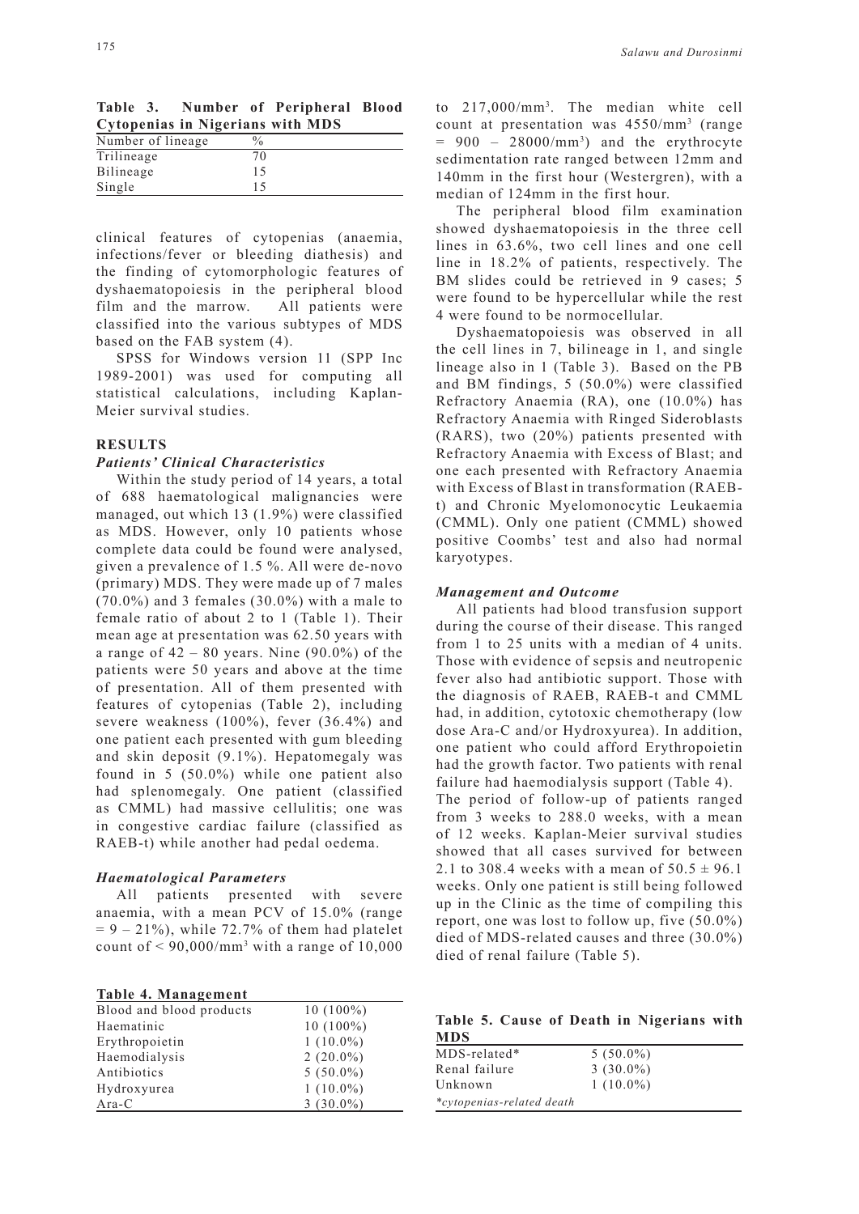**Table 3. Number of Peripheral Blood Cytopenias in Nigerians with MDS**

| Number of lineage | % |
|---|---|
| Trilineage | 70 |
| Bilineage | 15 |
| Single | 15 |

clinical features of cytopenias (anaemia, infections/fever or bleeding diathesis) and the finding of cytomorphologic features of dyshaematopoiesis in the peripheral blood film and the marrow. All patients were classified into the various subtypes of MDS based on the FAB system (4).

SPSS for Windows version 11 (SPP Inc 1989-2001) was used for computing all statistical calculations, including Kaplan-Meier survival studies.

## RESULTS

### *Patients' Clinical Characteristics*

Within the study period of 14 years, a total of 688 haematological malignancies were managed, out which 13 (1.9%) were classified as MDS. However, only 10 patients whose complete data could be found were analysed, given a prevalence of 1.5 %. All were de-novo (primary) MDS. They were made up of 7 males (70.0%) and 3 females (30.0%) with a male to female ratio of about 2 to 1 (Table 1). Their mean age at presentation was 62.50 years with a range of 42 – 80 years. Nine (90.0%) of the patients were 50 years and above at the time of presentation. All of them presented with features of cytopenias (Table 2), including severe weakness (100%), fever (36.4%) and one patient each presented with gum bleeding and skin deposit (9.1%). Hepatomegaly was found in 5 (50.0%) while one patient also had splenomegaly. One patient (classified as CMML) had massive cellulitis; one was in congestive cardiac failure (classified as RAEB-t) while another had pedal oedema.

### *Haematological Parameters*

All patients presented with severe anaemia, with a mean PCV of 15.0% (range = 9 – 21%), while 72.7% of them had platelet count of < 90,000/mm$^3$ with a range of 10,000 to 217,000/mm$^3$. The median white cell count at presentation was 4550/mm$^3$ (range = 900 – 28000/mm$^3$) and the erythrocyte sedimentation rate ranged between 12mm and 140mm in the first hour (Westergren), with a median of 124mm in the first hour.

The peripheral blood film examination showed dyshaematopoiesis in the three cell lines in 63.6%, two cell lines and one cell line in 18.2% of patients, respectively. The BM slides could be retrieved in 9 cases; 5 were found to be hypercellular while the rest 4 were found to be normocellular.

Dyshaematopoiesis was observed in all the cell lines in 7, bilineage in 1, and single lineage also in 1 (Table 3). Based on the PB and BM findings, 5 (50.0%) were classified Refractory Anaemia (RA), one (10.0%) has Refractory Anaemia with Ringed Sideroblasts (RARS), two (20%) patients presented with Refractory Anaemia with Excess of Blast; and one each presented with Refractory Anaemia with Excess of Blast in transformation (RAEB-t) and Chronic Myelomonocytic Leukaemia (CMML). Only one patient (CMML) showed positive Coombs' test and also had normal karyotypes.

### *Management and Outcome*

All patients had blood transfusion support during the course of their disease. This ranged from 1 to 25 units with a median of 4 units. Those with evidence of sepsis and neutropenic fever also had antibiotic support. Those with the diagnosis of RAEB, RAEB-t and CMML had, in addition, cytotoxic chemotherapy (low dose Ara-C and/or Hydroxyurea). In addition, one patient who could afford Erythropoietin had the growth factor. Two patients with renal failure had haemodialysis support (Table 4).

The period of follow-up of patients ranged from 3 weeks to 288.0 weeks, with a mean of 12 weeks. Kaplan-Meier survival studies showed that all cases survived for between 2.1 to 308.4 weeks with a mean of 50.5 ± 96.1 weeks. Only one patient is still being followed up in the Clinic as the time of compiling this report, one was lost to follow up, five (50.0%) died of MDS-related causes and three (30.0%) died of renal failure (Table 5).

**Table 4. Management**

| | |
|---|---|
| Blood and blood products | 10 (100%) |
| Haematinic | 10 (100%) |
| Erythropoietin | 1 (10.0%) |
| Haemodialysis | 2 (20.0%) |
| Antibiotics | 5 (50.0%) |
| Hydroxyurea | 1 (10.0%) |
| Ara-C | 3 (30.0%) |

**Table 5. Cause of Death in Nigerians with MDS**

| | |
|---|---|
| MDS-related* | 5 (50.0%) |
| Renal failure | 3 (30.0%) |
| Unknown | 1 (10.0%) |

*\*cytopenias-related death*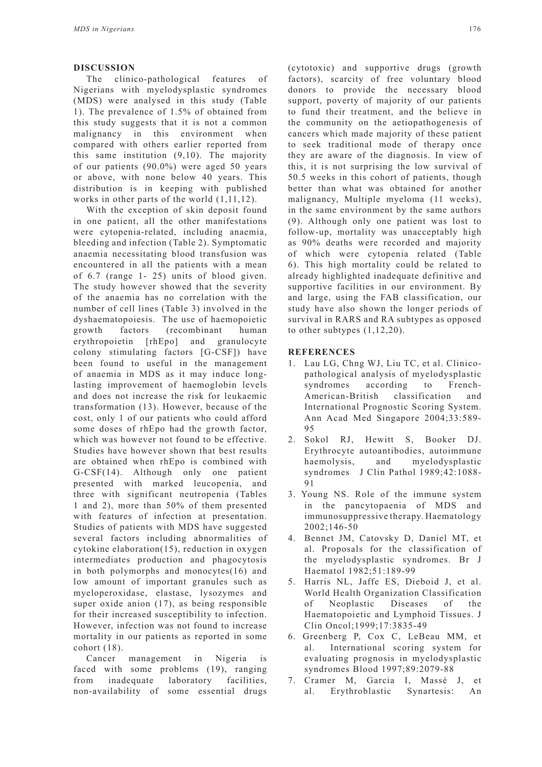## DISCUSSION

The clinico-pathological features of Nigerians with myelodysplastic syndromes (MDS) were analysed in this study (Table 1). The prevalence of 1.5% of obtained from this study suggests that it is not a common malignancy in this environment when compared with others earlier reported from this same institution (9,10). The majority of our patients (90.0%) were aged 50 years or above, with none below 40 years. This distribution is in keeping with published works in other parts of the world (1,11,12).

With the exception of skin deposit found in one patient, all the other manifestations were cytopenia-related, including anaemia, bleeding and infection (Table 2). Symptomatic anaemia necessitating blood transfusion was encountered in all the patients with a mean of 6.7 (range 1- 25) units of blood given. The study however showed that the severity of the anaemia has no correlation with the number of cell lines (Table 3) involved in the dyshaematopoiesis. The use of haemopoietic growth factors (recombinant human erythropoietin [rhEpo] and granulocyte colony stimulating factors [G-CSF]) have been found to useful in the management of anaemia in MDS as it may induce long-lasting improvement of haemoglobin levels and does not increase the risk for leukaemic transformation (13). However, because of the cost, only 1 of our patients who could afford some doses of rhEpo had the growth factor, which was however not found to be effective. Studies have however shown that best results are obtained when rhEpo is combined with G-CSF(14). Although only one patient presented with marked leucopenia, and three with significant neutropenia (Tables 1 and 2), more than 50% of them presented with features of infection at presentation. Studies of patients with MDS have suggested several factors including abnormalities of cytokine elaboration(15), reduction in oxygen intermediates production and phagocytosis in both polymorphs and monocytes(16) and low amount of important granules such as myeloperoxidase, elastase, lysozymes and super oxide anion (17), as being responsible for their increased susceptibility to infection. However, infection was not found to increase mortality in our patients as reported in some cohort (18).

Cancer management in Nigeria is faced with some problems (19), ranging from inadequate laboratory facilities, non-availability of some essential drugs (cytotoxic) and supportive drugs (growth factors), scarcity of free voluntary blood donors to provide the necessary blood support, poverty of majority of our patients to fund their treatment, and the believe in the community on the aetiopathogenesis of cancers which made majority of these patient to seek traditional mode of therapy once they are aware of the diagnosis. In view of this, it is not surprising the low survival of 50.5 weeks in this cohort of patients, though better than what was obtained for another malignancy, Multiple myeloma (11 weeks), in the same environment by the same authors (9). Although only one patient was lost to follow-up, mortality was unacceptably high as 90% deaths were recorded and majority of which were cytopenia related (Table 6). This high mortality could be related to already highlighted inadequate definitive and supportive facilities in our environment. By and large, using the FAB classification, our study have also shown the longer periods of survival in RARS and RA subtypes as opposed to other subtypes (1,12,20).

## REFERENCES

1. Lau LG, Chng WJ, Liu TC, et al. Clinico-pathological analysis of myelodysplastic syndromes according to French-American-British classification and International Prognostic Scoring System. Ann Acad Med Singapore 2004;33:589-95
2. Sokol RJ, Hewitt S, Booker DJ. Erythrocyte autoantibodies, autoimmune haemolysis, and myelodysplastic syndromes J Clin Pathol 1989;42:1088-91
3. Young NS. Role of the immune system in the pancytopaenia of MDS and immunosuppressive therapy. Haematology 2002;146-50
4. Bennet JM, Catovsky D, Daniel MT, et al. Proposals for the classification of the myelodysplastic syndromes. Br J Haematol 1982;51:189-99
5. Harris NL, Jaffe ES, Dieboid J, et al. World Health Organization Classification of Neoplastic Diseases of the Haematopoietic and Lymphoid Tissues. J Clin Oncol;1999;17:3835-49
6. Greenberg P, Cox C, LeBeau MM, et al. International scoring system for evaluating prognosis in myelodysplastic syndromes Blood 1997;89:2079-88
7. Cramer M, Garcia I, Massé J, et al. Erythroblastic Synartesis: An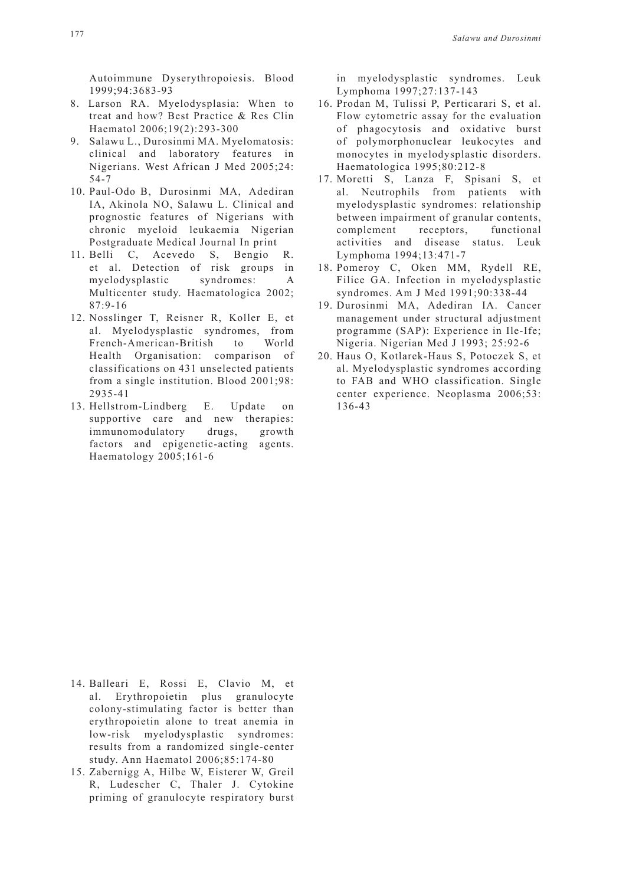Autoimmune Dyserythropoiesis. Blood 1999;94:3683-93

8. Larson RA. Myelodysplasia: When to treat and how? Best Practice & Res Clin Haematol 2006;19(2):293-300
9. Salawu L., Durosinmi MA. Myelomatosis: clinical and laboratory features in Nigerians. West African J Med 2005;24: 54-7
10. Paul-Odo B, Durosinmi MA, Adediran IA, Akinola NO, Salawu L. Clinical and prognostic features of Nigerians with chronic myeloid leukaemia Nigerian Postgraduate Medical Journal In print
11. Belli C, Acevedo S, Bengio R. et al. Detection of risk groups in myelodysplastic syndromes: A Multicenter study. Haematologica 2002; 87:9-16
12. Nosslinger T, Reisner R, Koller E, et al. Myelodysplastic syndromes, from French-American-British to World Health Organisation: comparison of classifications on 431 unselected patients from a single institution. Blood 2001;98: 2935-41
13. Hellstrom-Lindberg E. Update on supportive care and new therapies: immunomodulatory drugs, growth factors and epigenetic-acting agents. Haematology 2005;161-6
14. Balleari E, Rossi E, Clavio M, et al. Erythropoietin plus granulocyte colony-stimulating factor is better than erythropoietin alone to treat anemia in low-risk myelodysplastic syndromes: results from a randomized single-center study. Ann Haematol 2006;85:174-80
15. Zabernigg A, Hilbe W, Eisterer W, Greil R, Ludescher C, Thaler J. Cytokine priming of granulocyte respiratory burst in myelodysplastic syndromes. Leuk Lymphoma 1997;27:137-143
16. Prodan M, Tulissi P, Perticarari S, et al. Flow cytometric assay for the evaluation of phagocytosis and oxidative burst of polymorphonuclear leukocytes and monocytes in myelodysplastic disorders. Haematologica 1995;80:212-8
17. Moretti S, Lanza F, Spisani S, et al. Neutrophils from patients with myelodysplastic syndromes: relationship between impairment of granular contents, complement receptors, functional activities and disease status. Leuk Lymphoma 1994;13:471-7
18. Pomeroy C, Oken MM, Rydell RE, Filice GA. Infection in myelodysplastic syndromes. Am J Med 1991;90:338-44
19. Durosinmi MA, Adediran IA. Cancer management under structural adjustment programme (SAP): Experience in Ile-Ife; Nigeria. Nigerian Med J 1993; 25:92-6
20. Haus O, Kotlarek-Haus S, Potoczek S, et al. Myelodysplastic syndromes according to FAB and WHO classification. Single center experience. Neoplasma 2006;53: 136-43